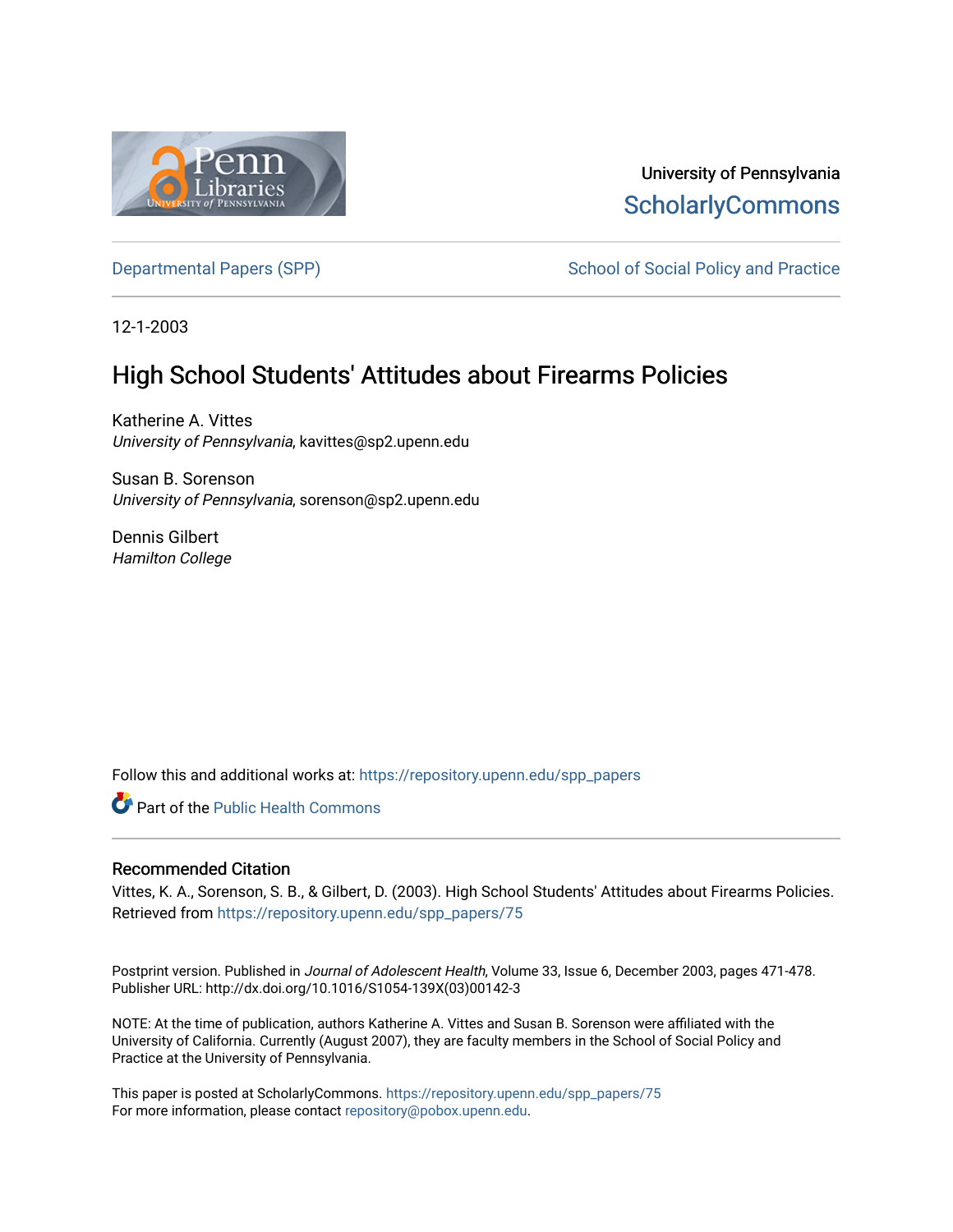University of Pennsylvania
ScholarlyCommons

Departmental Papers (SPP) | School of Social Policy and Practice

12-1-2003

# High School Students' Attitudes about Firearms Policies

Katherine A. Vittes
*University of Pennsylvania*, kavittes@sp2.upenn.edu

Susan B. Sorenson
*University of Pennsylvania*, sorenson@sp2.upenn.edu

Dennis Gilbert
*Hamilton College*

Follow this and additional works at: https://repository.upenn.edu/spp_papers

Part of the Public Health Commons

## Recommended Citation

Vittes, K. A., Sorenson, S. B., & Gilbert, D. (2003). High School Students' Attitudes about Firearms Policies. Retrieved from https://repository.upenn.edu/spp_papers/75

Postprint version. Published in *Journal of Adolescent Health*, Volume 33, Issue 6, December 2003, pages 471-478. Publisher URL: http://dx.doi.org/10.1016/S1054-139X(03)00142-3

NOTE: At the time of publication, authors Katherine A. Vittes and Susan B. Sorenson were affiliated with the University of California. Currently (August 2007), they are faculty members in the School of Social Policy and Practice at the University of Pennsylvania.

This paper is posted at ScholarlyCommons. https://repository.upenn.edu/spp_papers/75
For more information, please contact repository@pobox.upenn.edu.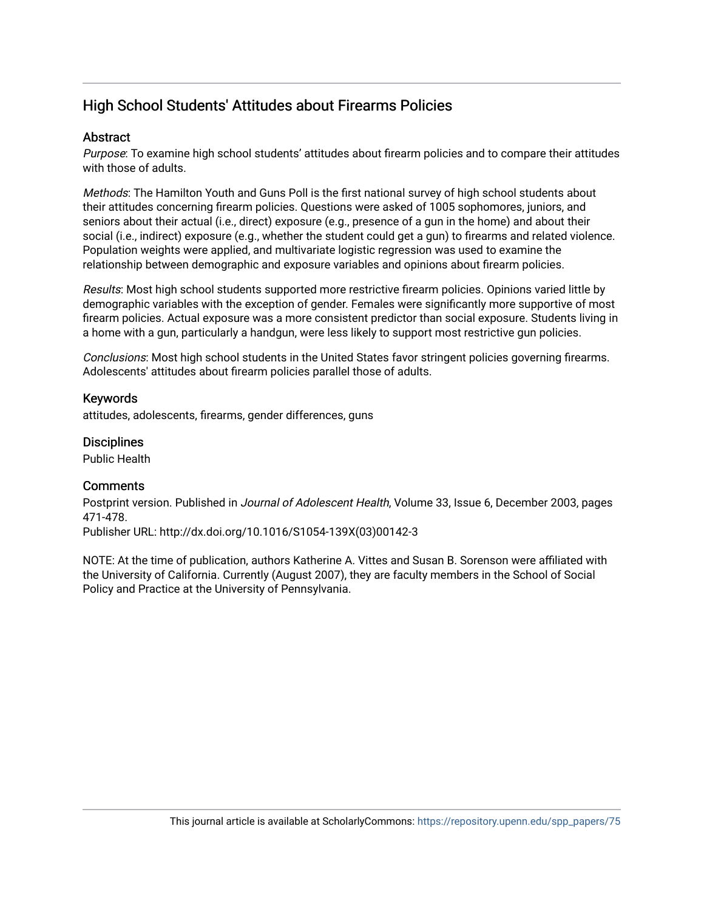# High School Students' Attitudes about Firearms Policies

## Abstract

*Purpose*: To examine high school students' attitudes about firearm policies and to compare their attitudes with those of adults.

*Methods*: The Hamilton Youth and Guns Poll is the first national survey of high school students about their attitudes concerning firearm policies. Questions were asked of 1005 sophomores, juniors, and seniors about their actual (i.e., direct) exposure (e.g., presence of a gun in the home) and about their social (i.e., indirect) exposure (e.g., whether the student could get a gun) to firearms and related violence. Population weights were applied, and multivariate logistic regression was used to examine the relationship between demographic and exposure variables and opinions about firearm policies.

*Results*: Most high school students supported more restrictive firearm policies. Opinions varied little by demographic variables with the exception of gender. Females were significantly more supportive of most firearm policies. Actual exposure was a more consistent predictor than social exposure. Students living in a home with a gun, particularly a handgun, were less likely to support most restrictive gun policies.

*Conclusions*: Most high school students in the United States favor stringent policies governing firearms. Adolescents' attitudes about firearm policies parallel those of adults.

## Keywords

attitudes, adolescents, firearms, gender differences, guns

## Disciplines

Public Health

## Comments

Postprint version. Published in *Journal of Adolescent Health*, Volume 33, Issue 6, December 2003, pages 471-478.
Publisher URL: http://dx.doi.org/10.1016/S1054-139X(03)00142-3

NOTE: At the time of publication, authors Katherine A. Vittes and Susan B. Sorenson were affiliated with the University of California. Currently (August 2007), they are faculty members in the School of Social Policy and Practice at the University of Pennsylvania.

This journal article is available at ScholarlyCommons: https://repository.upenn.edu/spp_papers/75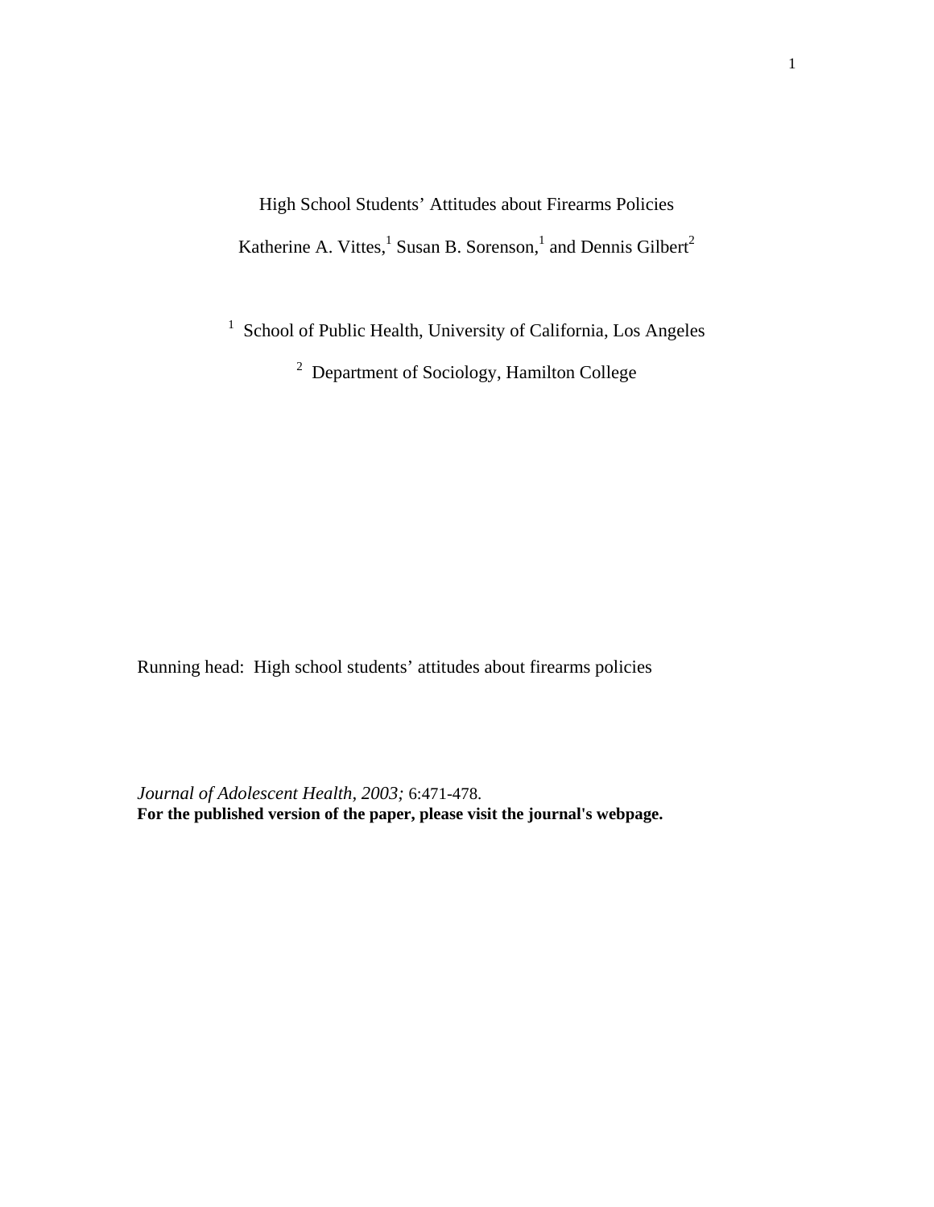High School Students' Attitudes about Firearms Policies

Katherine A. Vittes,[1] Susan B. Sorenson,[1] and Dennis Gilbert[2]

[1] School of Public Health, University of California, Los Angeles

[2] Department of Sociology, Hamilton College

Running head: High school students' attitudes about firearms policies

*Journal of Adolescent Health, 2003;* 6:471-478.
**For the published version of the paper, please visit the journal's webpage.**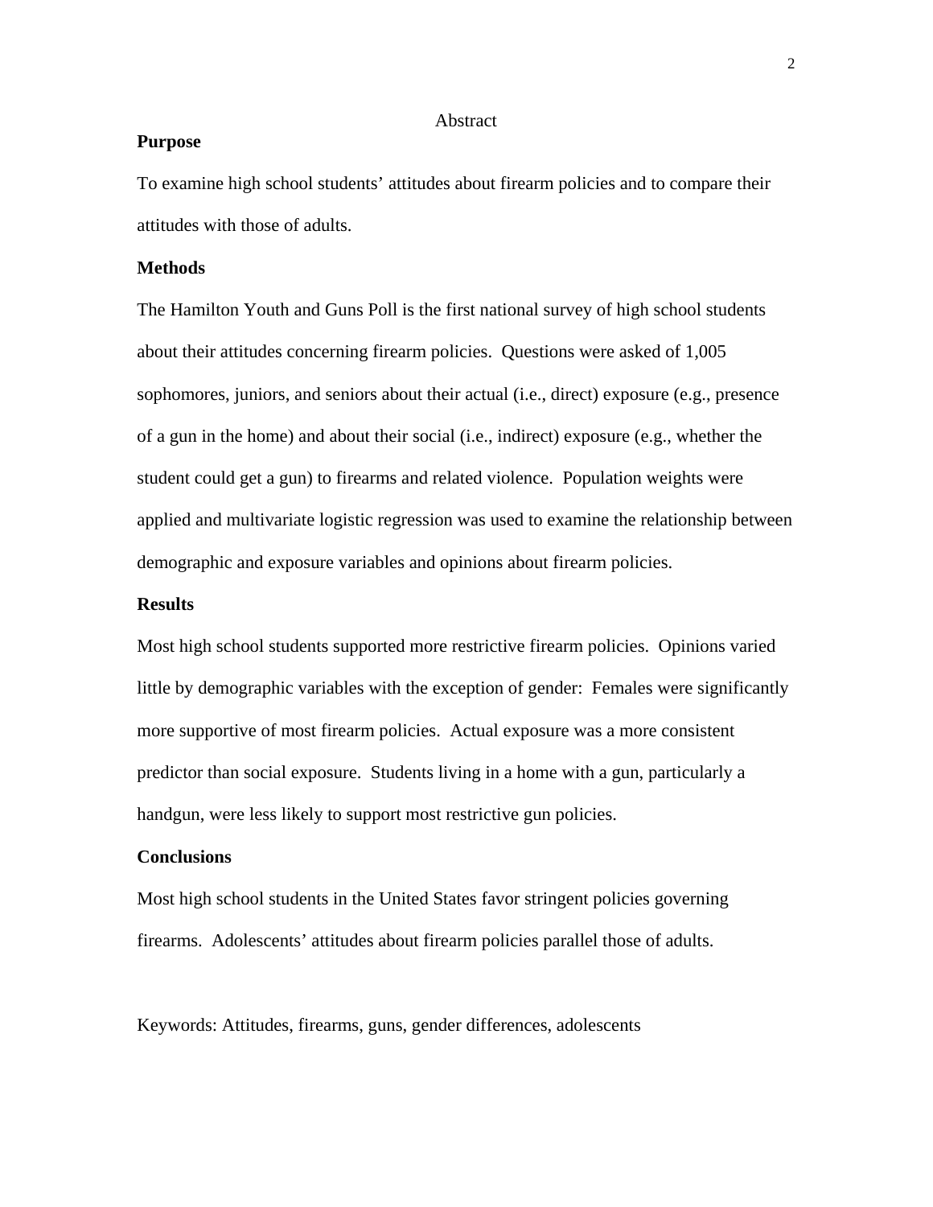## Abstract

**Purpose**

To examine high school students' attitudes about firearm policies and to compare their attitudes with those of adults.

**Methods**

The Hamilton Youth and Guns Poll is the first national survey of high school students about their attitudes concerning firearm policies. Questions were asked of 1,005 sophomores, juniors, and seniors about their actual (i.e., direct) exposure (e.g., presence of a gun in the home) and about their social (i.e., indirect) exposure (e.g., whether the student could get a gun) to firearms and related violence. Population weights were applied and multivariate logistic regression was used to examine the relationship between demographic and exposure variables and opinions about firearm policies.

**Results**

Most high school students supported more restrictive firearm policies. Opinions varied little by demographic variables with the exception of gender: Females were significantly more supportive of most firearm policies. Actual exposure was a more consistent predictor than social exposure. Students living in a home with a gun, particularly a handgun, were less likely to support most restrictive gun policies.

**Conclusions**

Most high school students in the United States favor stringent policies governing firearms. Adolescents' attitudes about firearm policies parallel those of adults.

Keywords: Attitudes, firearms, guns, gender differences, adolescents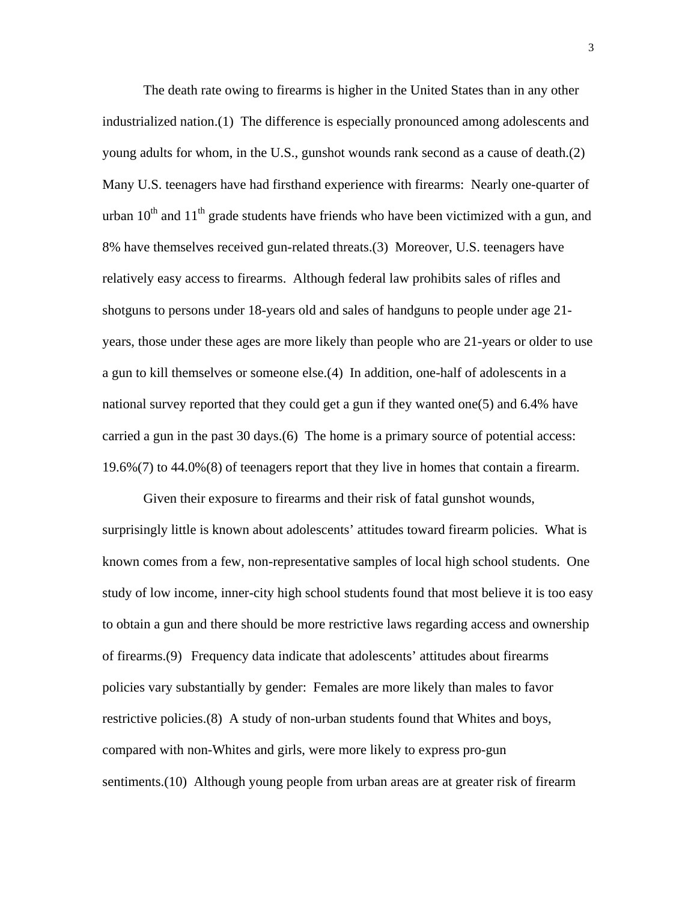The death rate owing to firearms is higher in the United States than in any other industrialized nation.(1) The difference is especially pronounced among adolescents and young adults for whom, in the U.S., gunshot wounds rank second as a cause of death.(2) Many U.S. teenagers have had firsthand experience with firearms: Nearly one-quarter of urban 10th and 11th grade students have friends who have been victimized with a gun, and 8% have themselves received gun-related threats.(3) Moreover, U.S. teenagers have relatively easy access to firearms. Although federal law prohibits sales of rifles and shotguns to persons under 18-years old and sales of handguns to people under age 21-years, those under these ages are more likely than people who are 21-years or older to use a gun to kill themselves or someone else.(4) In addition, one-half of adolescents in a national survey reported that they could get a gun if they wanted one(5) and 6.4% have carried a gun in the past 30 days.(6) The home is a primary source of potential access: 19.6%(7) to 44.0%(8) of teenagers report that they live in homes that contain a firearm.

Given their exposure to firearms and their risk of fatal gunshot wounds, surprisingly little is known about adolescents' attitudes toward firearm policies. What is known comes from a few, non-representative samples of local high school students. One study of low income, inner-city high school students found that most believe it is too easy to obtain a gun and there should be more restrictive laws regarding access and ownership of firearms.(9) Frequency data indicate that adolescents' attitudes about firearms policies vary substantially by gender: Females are more likely than males to favor restrictive policies.(8) A study of non-urban students found that Whites and boys, compared with non-Whites and girls, were more likely to express pro-gun sentiments.(10) Although young people from urban areas are at greater risk of firearm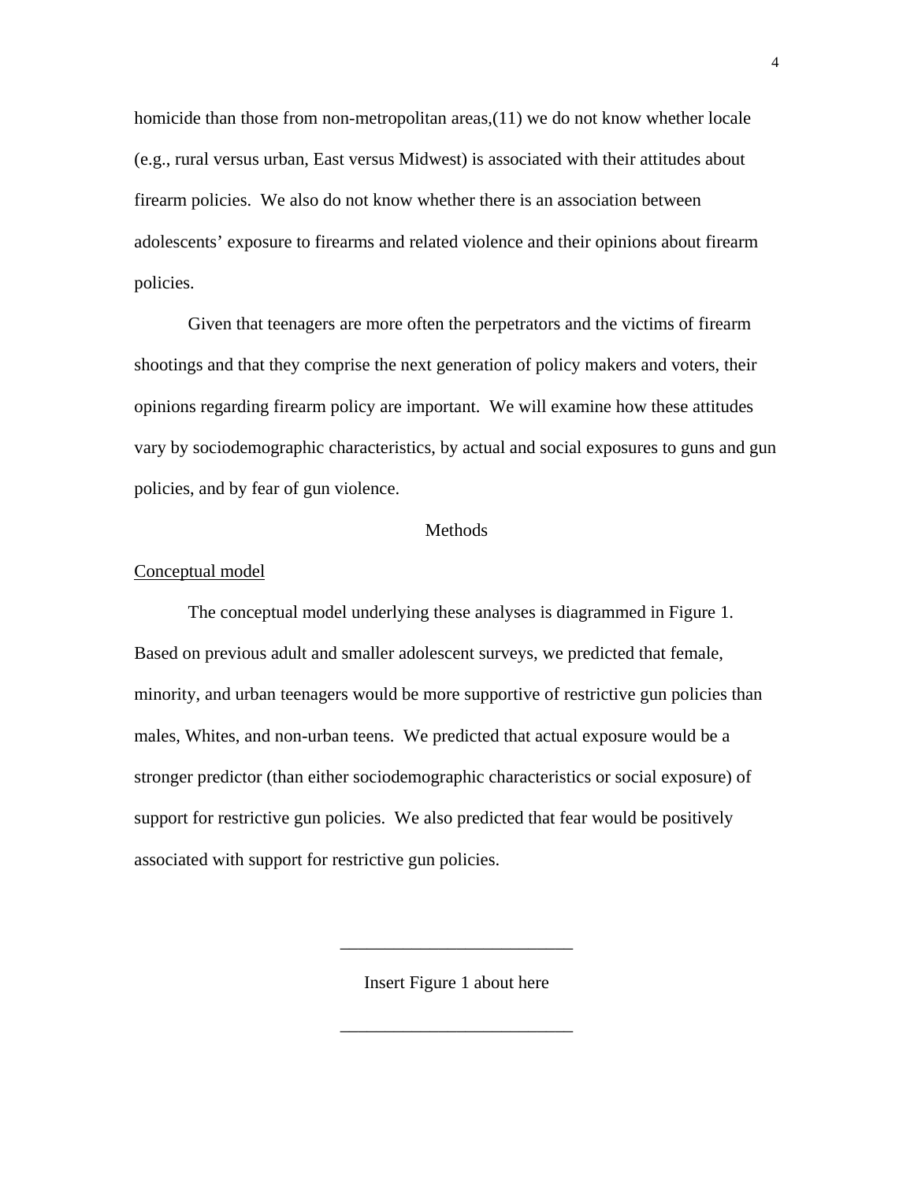homicide than those from non-metropolitan areas,(11) we do not know whether locale (e.g., rural versus urban, East versus Midwest) is associated with their attitudes about firearm policies. We also do not know whether there is an association between adolescents' exposure to firearms and related violence and their opinions about firearm policies.

Given that teenagers are more often the perpetrators and the victims of firearm shootings and that they comprise the next generation of policy makers and voters, their opinions regarding firearm policy are important. We will examine how these attitudes vary by sociodemographic characteristics, by actual and social exposures to guns and gun policies, and by fear of gun violence.

## Methods

### Conceptual model

The conceptual model underlying these analyses is diagrammed in Figure 1. Based on previous adult and smaller adolescent surveys, we predicted that female, minority, and urban teenagers would be more supportive of restrictive gun policies than males, Whites, and non-urban teens. We predicted that actual exposure would be a stronger predictor (than either sociodemographic characteristics or social exposure) of support for restrictive gun policies. We also predicted that fear would be positively associated with support for restrictive gun policies.

---

Insert Figure 1 about here

---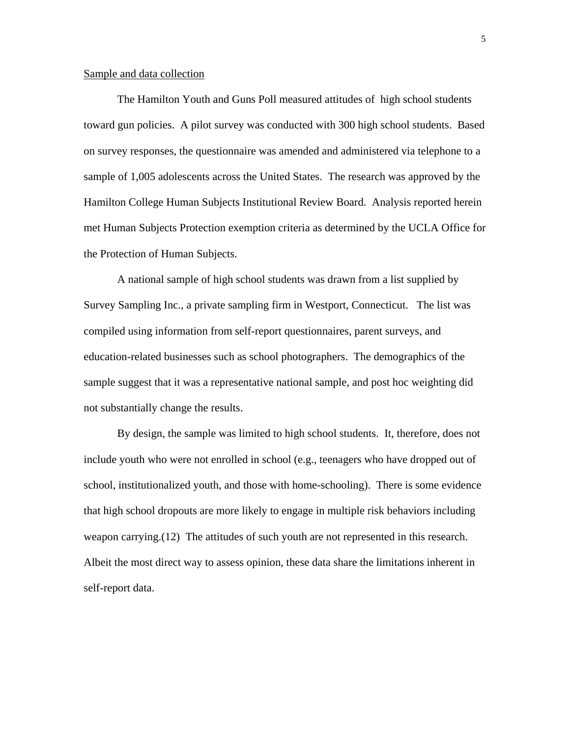Sample and data collection

The Hamilton Youth and Guns Poll measured attitudes of high school students toward gun policies. A pilot survey was conducted with 300 high school students. Based on survey responses, the questionnaire was amended and administered via telephone to a sample of 1,005 adolescents across the United States. The research was approved by the Hamilton College Human Subjects Institutional Review Board. Analysis reported herein met Human Subjects Protection exemption criteria as determined by the UCLA Office for the Protection of Human Subjects.

A national sample of high school students was drawn from a list supplied by Survey Sampling Inc., a private sampling firm in Westport, Connecticut. The list was compiled using information from self-report questionnaires, parent surveys, and education-related businesses such as school photographers. The demographics of the sample suggest that it was a representative national sample, and post hoc weighting did not substantially change the results.

By design, the sample was limited to high school students. It, therefore, does not include youth who were not enrolled in school (e.g., teenagers who have dropped out of school, institutionalized youth, and those with home-schooling). There is some evidence that high school dropouts are more likely to engage in multiple risk behaviors including weapon carrying.(12) The attitudes of such youth are not represented in this research. Albeit the most direct way to assess opinion, these data share the limitations inherent in self-report data.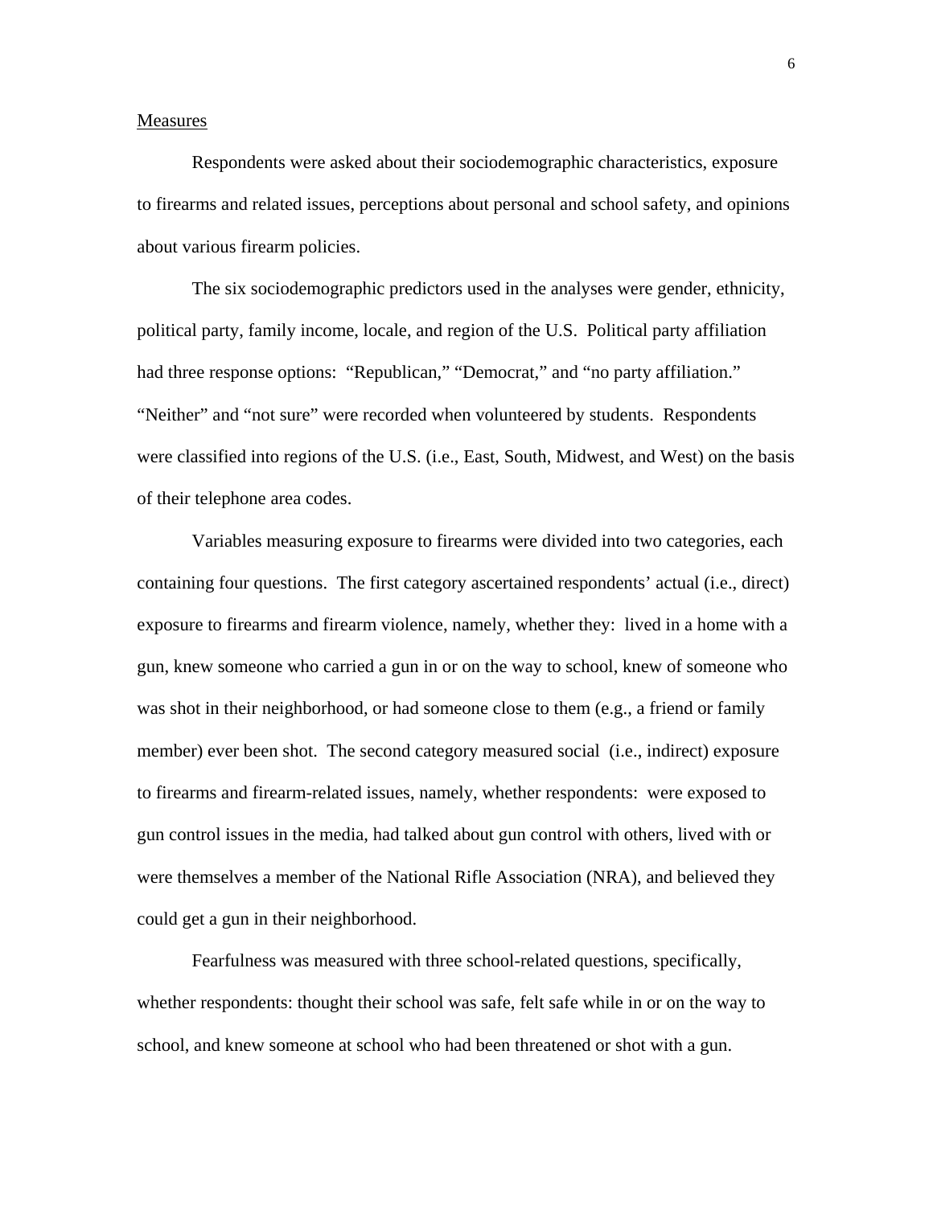Measures

Respondents were asked about their sociodemographic characteristics, exposure to firearms and related issues, perceptions about personal and school safety, and opinions about various firearm policies.

The six sociodemographic predictors used in the analyses were gender, ethnicity, political party, family income, locale, and region of the U.S. Political party affiliation had three response options: "Republican," "Democrat," and "no party affiliation." "Neither" and "not sure" were recorded when volunteered by students. Respondents were classified into regions of the U.S. (i.e., East, South, Midwest, and West) on the basis of their telephone area codes.

Variables measuring exposure to firearms were divided into two categories, each containing four questions. The first category ascertained respondents' actual (i.e., direct) exposure to firearms and firearm violence, namely, whether they: lived in a home with a gun, knew someone who carried a gun in or on the way to school, knew of someone who was shot in their neighborhood, or had someone close to them (e.g., a friend or family member) ever been shot. The second category measured social (i.e., indirect) exposure to firearms and firearm-related issues, namely, whether respondents: were exposed to gun control issues in the media, had talked about gun control with others, lived with or were themselves a member of the National Rifle Association (NRA), and believed they could get a gun in their neighborhood.

Fearfulness was measured with three school-related questions, specifically, whether respondents: thought their school was safe, felt safe while in or on the way to school, and knew someone at school who had been threatened or shot with a gun.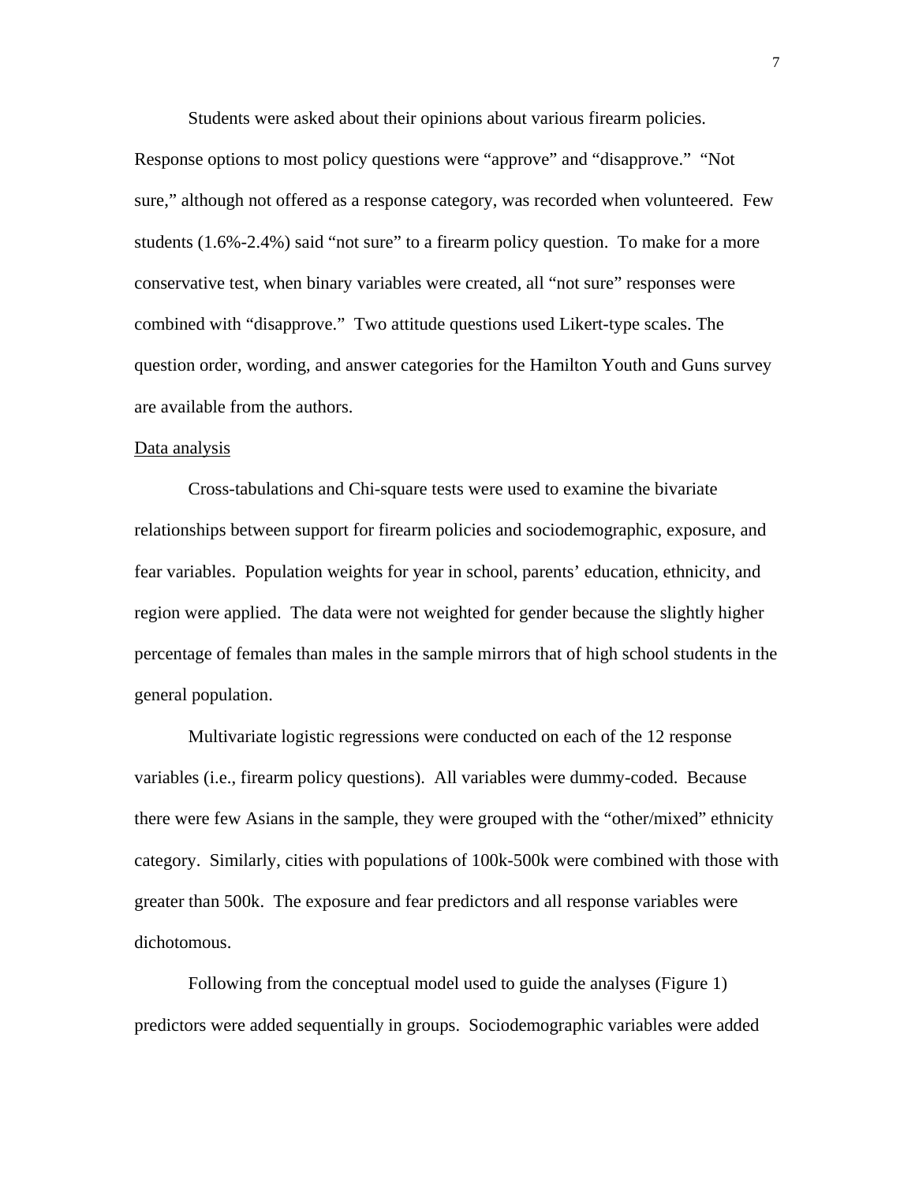Students were asked about their opinions about various firearm policies. Response options to most policy questions were "approve" and "disapprove." "Not sure," although not offered as a response category, was recorded when volunteered. Few students (1.6%-2.4%) said "not sure" to a firearm policy question. To make for a more conservative test, when binary variables were created, all "not sure" responses were combined with "disapprove." Two attitude questions used Likert-type scales. The question order, wording, and answer categories for the Hamilton Youth and Guns survey are available from the authors.

Data analysis

Cross-tabulations and Chi-square tests were used to examine the bivariate relationships between support for firearm policies and sociodemographic, exposure, and fear variables. Population weights for year in school, parents' education, ethnicity, and region were applied. The data were not weighted for gender because the slightly higher percentage of females than males in the sample mirrors that of high school students in the general population.

Multivariate logistic regressions were conducted on each of the 12 response variables (i.e., firearm policy questions). All variables were dummy-coded. Because there were few Asians in the sample, they were grouped with the "other/mixed" ethnicity category. Similarly, cities with populations of 100k-500k were combined with those with greater than 500k. The exposure and fear predictors and all response variables were dichotomous.

Following from the conceptual model used to guide the analyses (Figure 1) predictors were added sequentially in groups. Sociodemographic variables were added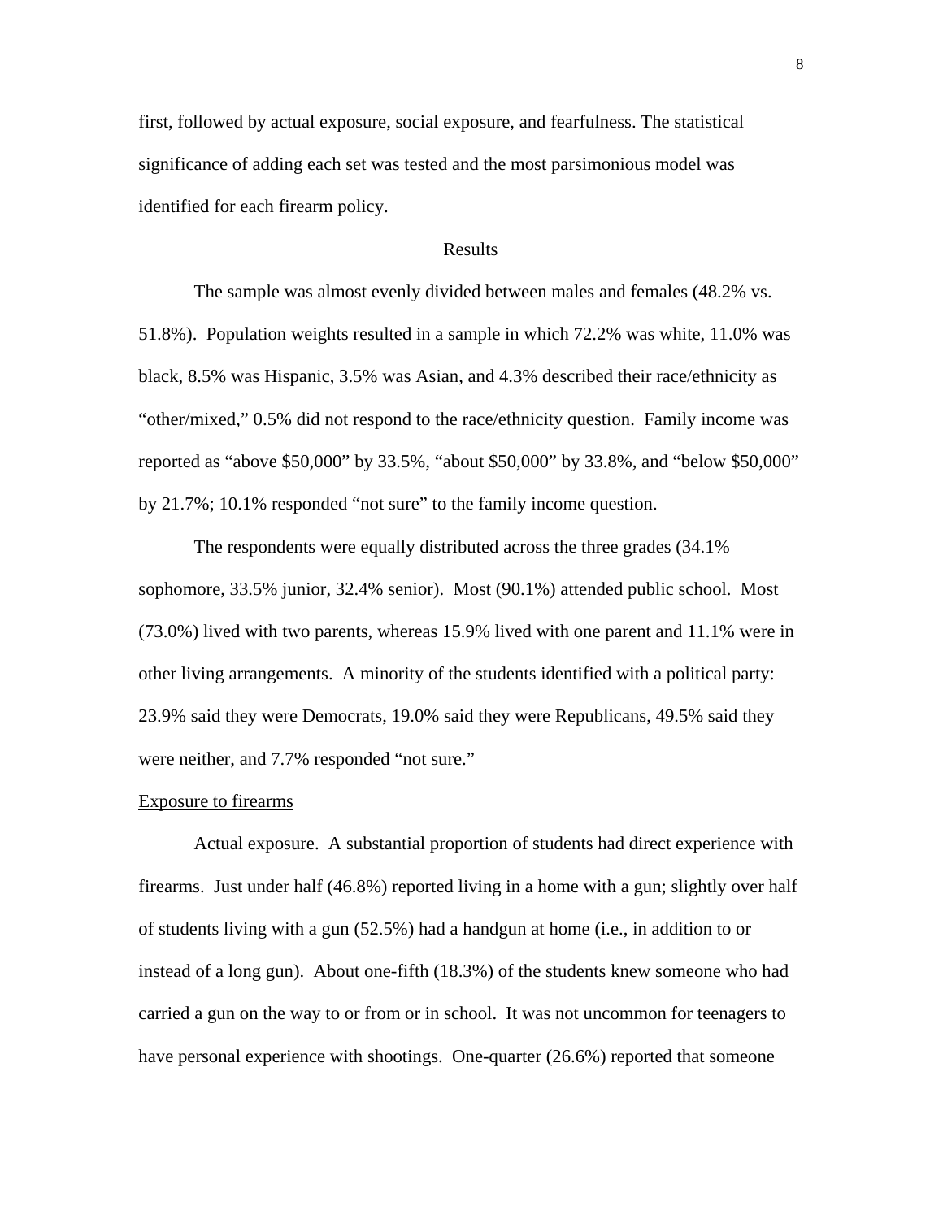first, followed by actual exposure, social exposure, and fearfulness. The statistical significance of adding each set was tested and the most parsimonious model was identified for each firearm policy.

## Results

The sample was almost evenly divided between males and females (48.2% vs. 51.8%). Population weights resulted in a sample in which 72.2% was white, 11.0% was black, 8.5% was Hispanic, 3.5% was Asian, and 4.3% described their race/ethnicity as "other/mixed," 0.5% did not respond to the race/ethnicity question. Family income was reported as "above $50,000" by 33.5%, "about $50,000" by 33.8%, and "below $50,000" by 21.7%; 10.1% responded "not sure" to the family income question.

The respondents were equally distributed across the three grades (34.1% sophomore, 33.5% junior, 32.4% senior). Most (90.1%) attended public school. Most (73.0%) lived with two parents, whereas 15.9% lived with one parent and 11.1% were in other living arrangements. A minority of the students identified with a political party: 23.9% said they were Democrats, 19.0% said they were Republicans, 49.5% said they were neither, and 7.7% responded "not sure."

### Exposure to firearms

Actual exposure. A substantial proportion of students had direct experience with firearms. Just under half (46.8%) reported living in a home with a gun; slightly over half of students living with a gun (52.5%) had a handgun at home (i.e., in addition to or instead of a long gun). About one-fifth (18.3%) of the students knew someone who had carried a gun on the way to or from or in school. It was not uncommon for teenagers to have personal experience with shootings. One-quarter (26.6%) reported that someone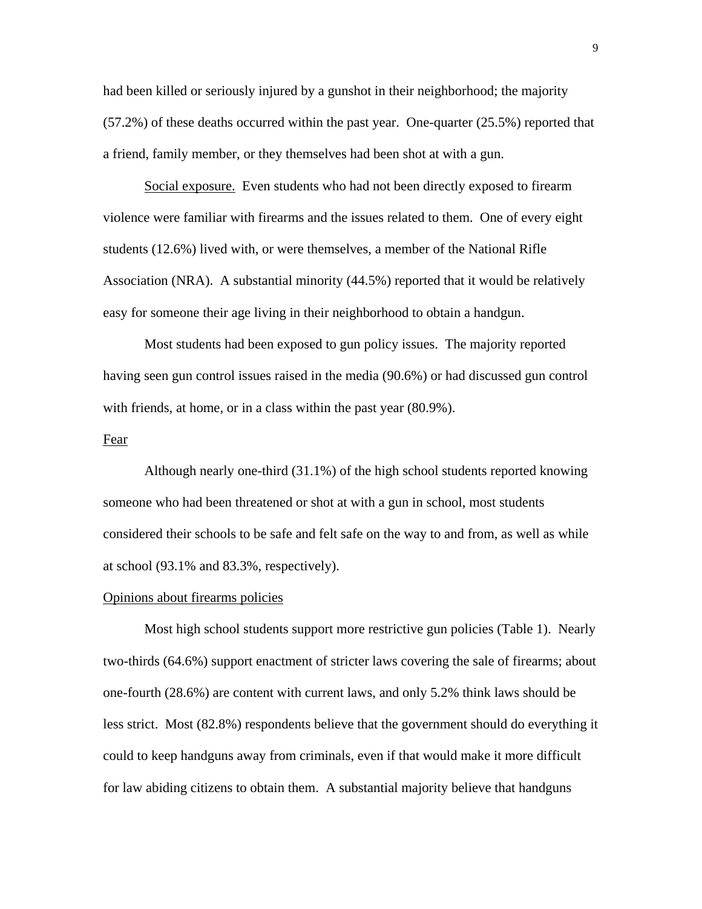had been killed or seriously injured by a gunshot in their neighborhood; the majority (57.2%) of these deaths occurred within the past year. One-quarter (25.5%) reported that a friend, family member, or they themselves had been shot at with a gun.

Social exposure. Even students who had not been directly exposed to firearm violence were familiar with firearms and the issues related to them. One of every eight students (12.6%) lived with, or were themselves, a member of the National Rifle Association (NRA). A substantial minority (44.5%) reported that it would be relatively easy for someone their age living in their neighborhood to obtain a handgun.

Most students had been exposed to gun policy issues. The majority reported having seen gun control issues raised in the media (90.6%) or had discussed gun control with friends, at home, or in a class within the past year (80.9%).

Fear

Although nearly one-third (31.1%) of the high school students reported knowing someone who had been threatened or shot at with a gun in school, most students considered their schools to be safe and felt safe on the way to and from, as well as while at school (93.1% and 83.3%, respectively).

Opinions about firearms policies

Most high school students support more restrictive gun policies (Table 1). Nearly two-thirds (64.6%) support enactment of stricter laws covering the sale of firearms; about one-fourth (28.6%) are content with current laws, and only 5.2% think laws should be less strict. Most (82.8%) respondents believe that the government should do everything it could to keep handguns away from criminals, even if that would make it more difficult for law abiding citizens to obtain them. A substantial majority believe that handguns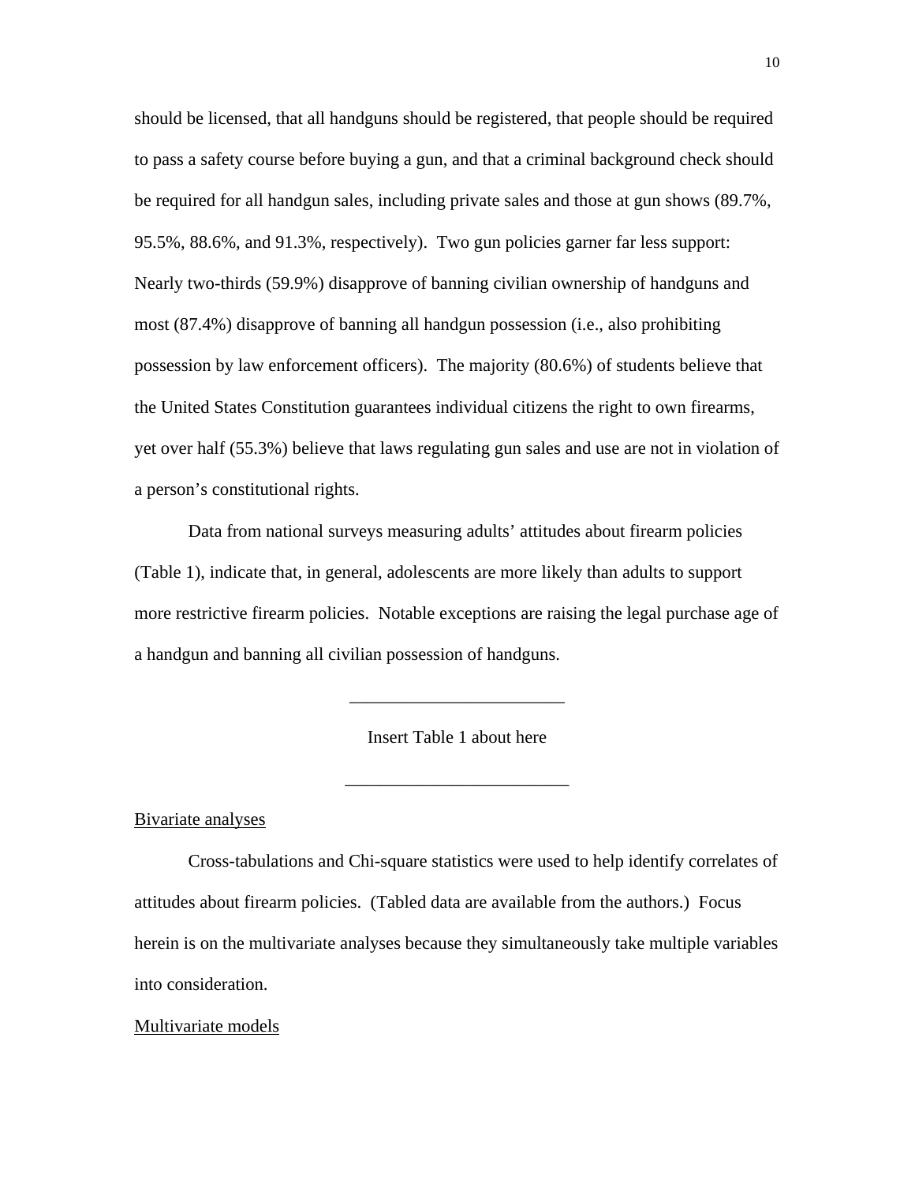should be licensed, that all handguns should be registered, that people should be required to pass a safety course before buying a gun, and that a criminal background check should be required for all handgun sales, including private sales and those at gun shows (89.7%, 95.5%, 88.6%, and 91.3%, respectively). Two gun policies garner far less support: Nearly two-thirds (59.9%) disapprove of banning civilian ownership of handguns and most (87.4%) disapprove of banning all handgun possession (i.e., also prohibiting possession by law enforcement officers). The majority (80.6%) of students believe that the United States Constitution guarantees individual citizens the right to own firearms, yet over half (55.3%) believe that laws regulating gun sales and use are not in violation of a person's constitutional rights.

Data from national surveys measuring adults' attitudes about firearm policies (Table 1), indicate that, in general, adolescents are more likely than adults to support more restrictive firearm policies. Notable exceptions are raising the legal purchase age of a handgun and banning all civilian possession of handguns.

Insert Table 1 about here

## Bivariate analyses

Cross-tabulations and Chi-square statistics were used to help identify correlates of attitudes about firearm policies. (Tabled data are available from the authors.) Focus herein is on the multivariate analyses because they simultaneously take multiple variables into consideration.

## Multivariate models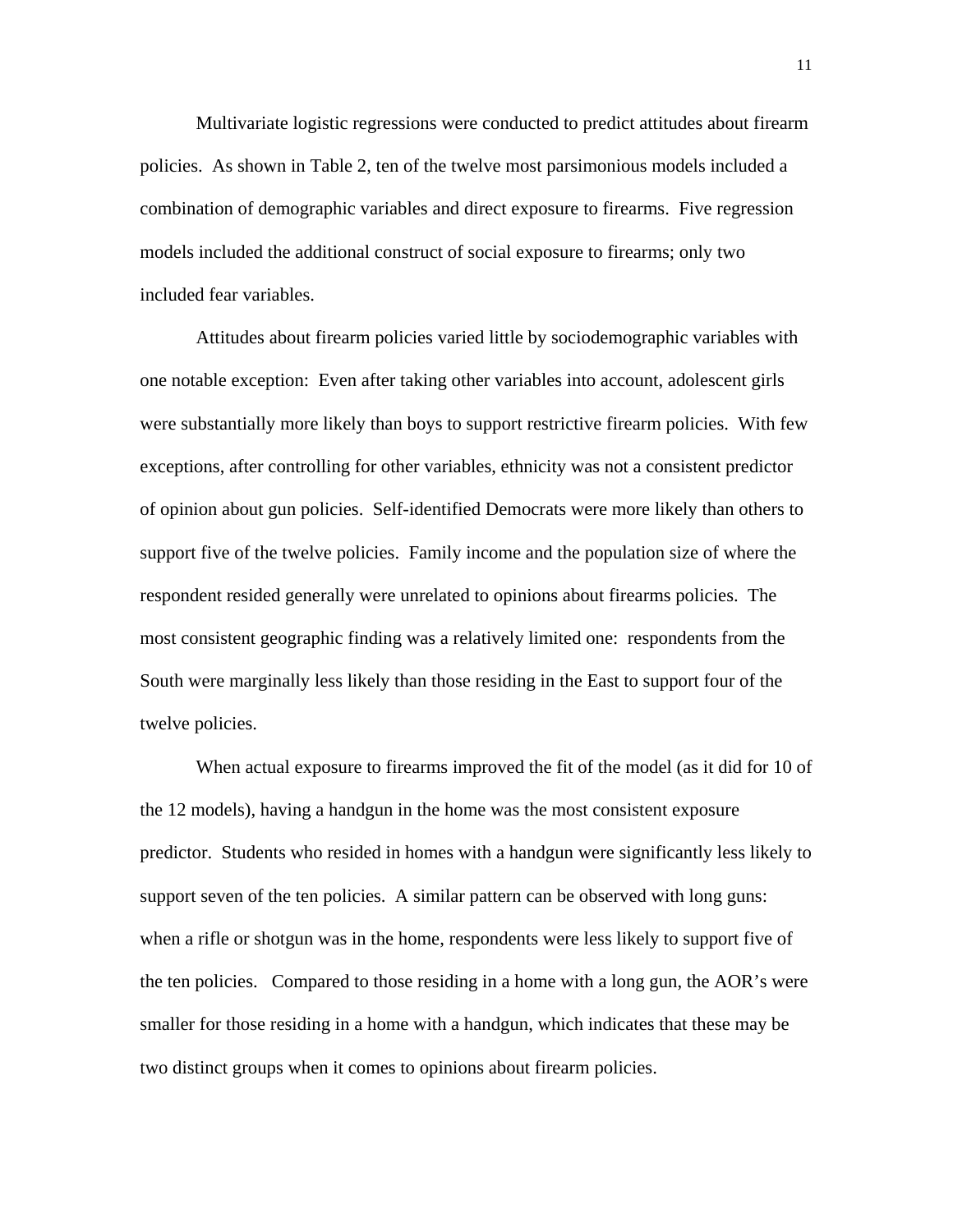Multivariate logistic regressions were conducted to predict attitudes about firearm policies. As shown in Table 2, ten of the twelve most parsimonious models included a combination of demographic variables and direct exposure to firearms. Five regression models included the additional construct of social exposure to firearms; only two included fear variables.

Attitudes about firearm policies varied little by sociodemographic variables with one notable exception: Even after taking other variables into account, adolescent girls were substantially more likely than boys to support restrictive firearm policies. With few exceptions, after controlling for other variables, ethnicity was not a consistent predictor of opinion about gun policies. Self-identified Democrats were more likely than others to support five of the twelve policies. Family income and the population size of where the respondent resided generally were unrelated to opinions about firearms policies. The most consistent geographic finding was a relatively limited one: respondents from the South were marginally less likely than those residing in the East to support four of the twelve policies.

When actual exposure to firearms improved the fit of the model (as it did for 10 of the 12 models), having a handgun in the home was the most consistent exposure predictor. Students who resided in homes with a handgun were significantly less likely to support seven of the ten policies. A similar pattern can be observed with long guns: when a rifle or shotgun was in the home, respondents were less likely to support five of the ten policies. Compared to those residing in a home with a long gun, the AOR's were smaller for those residing in a home with a handgun, which indicates that these may be two distinct groups when it comes to opinions about firearm policies.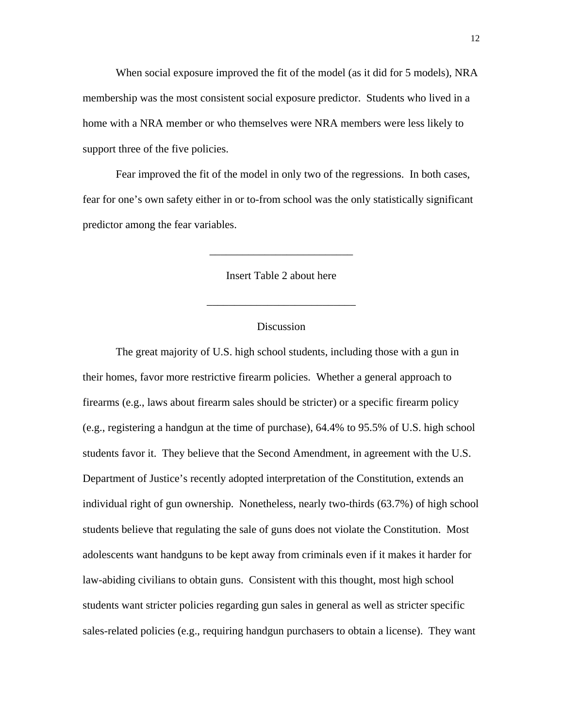When social exposure improved the fit of the model (as it did for 5 models), NRA membership was the most consistent social exposure predictor. Students who lived in a home with a NRA member or who themselves were NRA members were less likely to support three of the five policies.

Fear improved the fit of the model in only two of the regressions. In both cases, fear for one's own safety either in or to-from school was the only statistically significant predictor among the fear variables.

---

Insert Table 2 about here

---

## Discussion

The great majority of U.S. high school students, including those with a gun in their homes, favor more restrictive firearm policies. Whether a general approach to firearms (e.g., laws about firearm sales should be stricter) or a specific firearm policy (e.g., registering a handgun at the time of purchase), 64.4% to 95.5% of U.S. high school students favor it. They believe that the Second Amendment, in agreement with the U.S. Department of Justice's recently adopted interpretation of the Constitution, extends an individual right of gun ownership. Nonetheless, nearly two-thirds (63.7%) of high school students believe that regulating the sale of guns does not violate the Constitution. Most adolescents want handguns to be kept away from criminals even if it makes it harder for law-abiding civilians to obtain guns. Consistent with this thought, most high school students want stricter policies regarding gun sales in general as well as stricter specific sales-related policies (e.g., requiring handgun purchasers to obtain a license). They want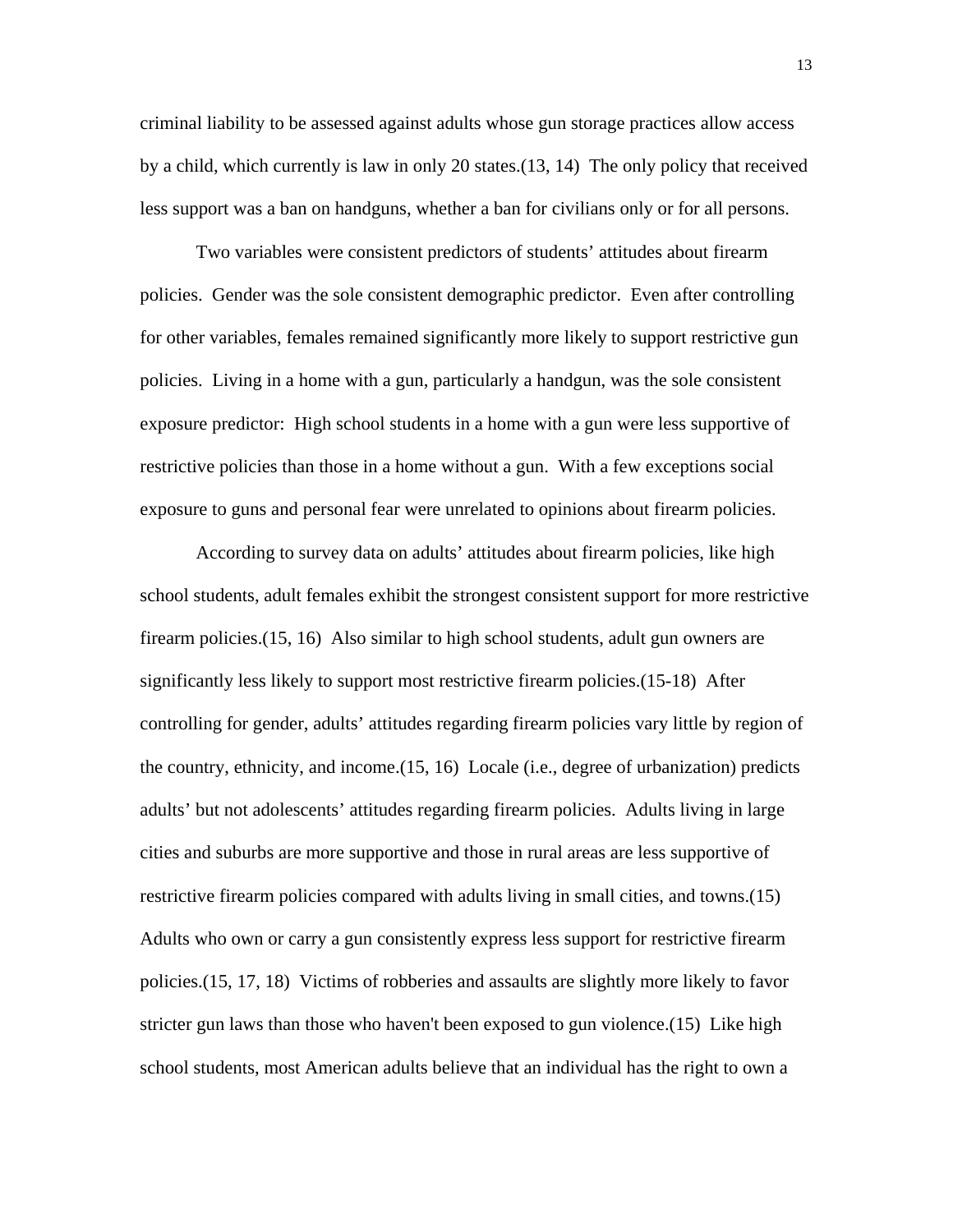criminal liability to be assessed against adults whose gun storage practices allow access by a child, which currently is law in only 20 states.(13, 14) The only policy that received less support was a ban on handguns, whether a ban for civilians only or for all persons.

Two variables were consistent predictors of students' attitudes about firearm policies. Gender was the sole consistent demographic predictor. Even after controlling for other variables, females remained significantly more likely to support restrictive gun policies. Living in a home with a gun, particularly a handgun, was the sole consistent exposure predictor: High school students in a home with a gun were less supportive of restrictive policies than those in a home without a gun. With a few exceptions social exposure to guns and personal fear were unrelated to opinions about firearm policies.

According to survey data on adults' attitudes about firearm policies, like high school students, adult females exhibit the strongest consistent support for more restrictive firearm policies.(15, 16) Also similar to high school students, adult gun owners are significantly less likely to support most restrictive firearm policies.(15-18) After controlling for gender, adults' attitudes regarding firearm policies vary little by region of the country, ethnicity, and income.(15, 16) Locale (i.e., degree of urbanization) predicts adults' but not adolescents' attitudes regarding firearm policies. Adults living in large cities and suburbs are more supportive and those in rural areas are less supportive of restrictive firearm policies compared with adults living in small cities, and towns.(15) Adults who own or carry a gun consistently express less support for restrictive firearm policies.(15, 17, 18) Victims of robberies and assaults are slightly more likely to favor stricter gun laws than those who haven't been exposed to gun violence.(15) Like high school students, most American adults believe that an individual has the right to own a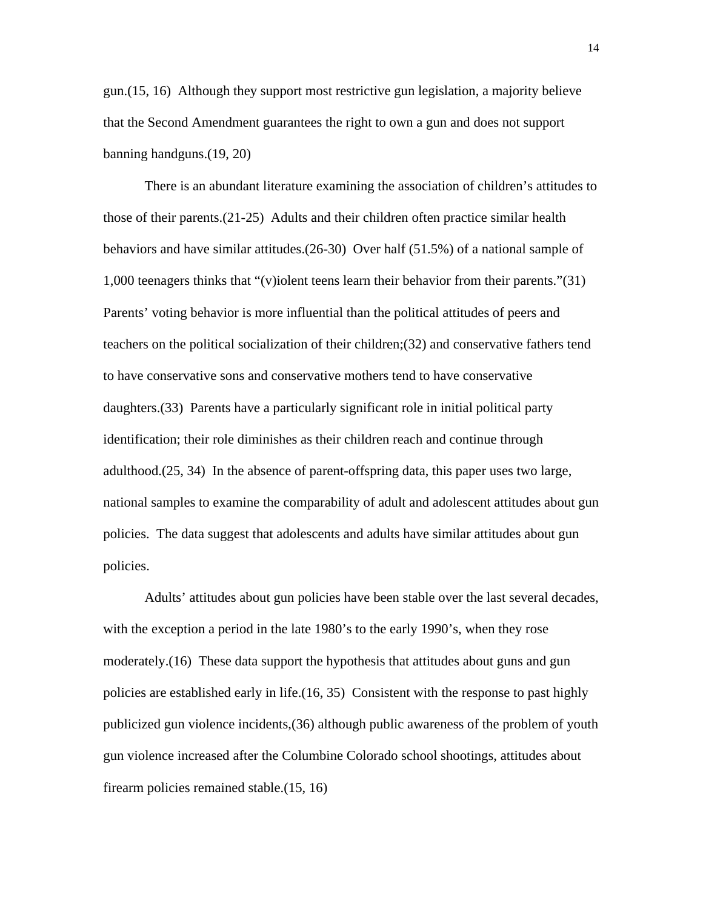gun.(15, 16)  Although they support most restrictive gun legislation, a majority believe that the Second Amendment guarantees the right to own a gun and does not support banning handguns.(19, 20)

There is an abundant literature examining the association of children's attitudes to those of their parents.(21-25)  Adults and their children often practice similar health behaviors and have similar attitudes.(26-30)  Over half (51.5%) of a national sample of 1,000 teenagers thinks that "(v)iolent teens learn their behavior from their parents."(31)  Parents' voting behavior is more influential than the political attitudes of peers and teachers on the political socialization of their children;(32) and conservative fathers tend to have conservative sons and conservative mothers tend to have conservative daughters.(33)  Parents have a particularly significant role in initial political party identification; their role diminishes as their children reach and continue through adulthood.(25, 34)  In the absence of parent-offspring data, this paper uses two large, national samples to examine the comparability of adult and adolescent attitudes about gun policies.  The data suggest that adolescents and adults have similar attitudes about gun policies.

Adults' attitudes about gun policies have been stable over the last several decades, with the exception a period in the late 1980's to the early 1990's, when they rose moderately.(16)  These data support the hypothesis that attitudes about guns and gun policies are established early in life.(16, 35)  Consistent with the response to past highly publicized gun violence incidents,(36) although public awareness of the problem of youth gun violence increased after the Columbine Colorado school shootings, attitudes about firearm policies remained stable.(15, 16)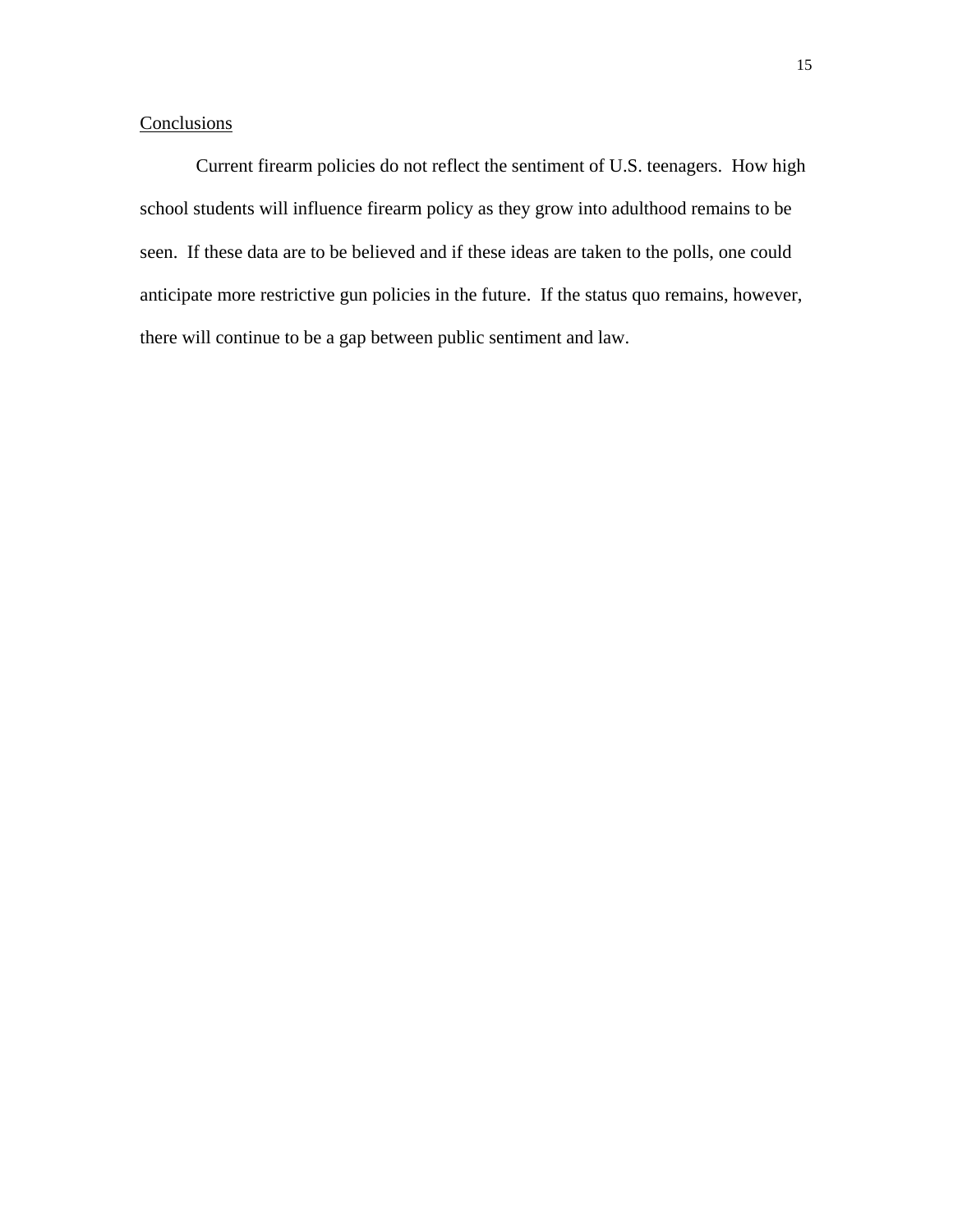## Conclusions

Current firearm policies do not reflect the sentiment of U.S. teenagers. How high school students will influence firearm policy as they grow into adulthood remains to be seen. If these data are to be believed and if these ideas are taken to the polls, one could anticipate more restrictive gun policies in the future. If the status quo remains, however, there will continue to be a gap between public sentiment and law.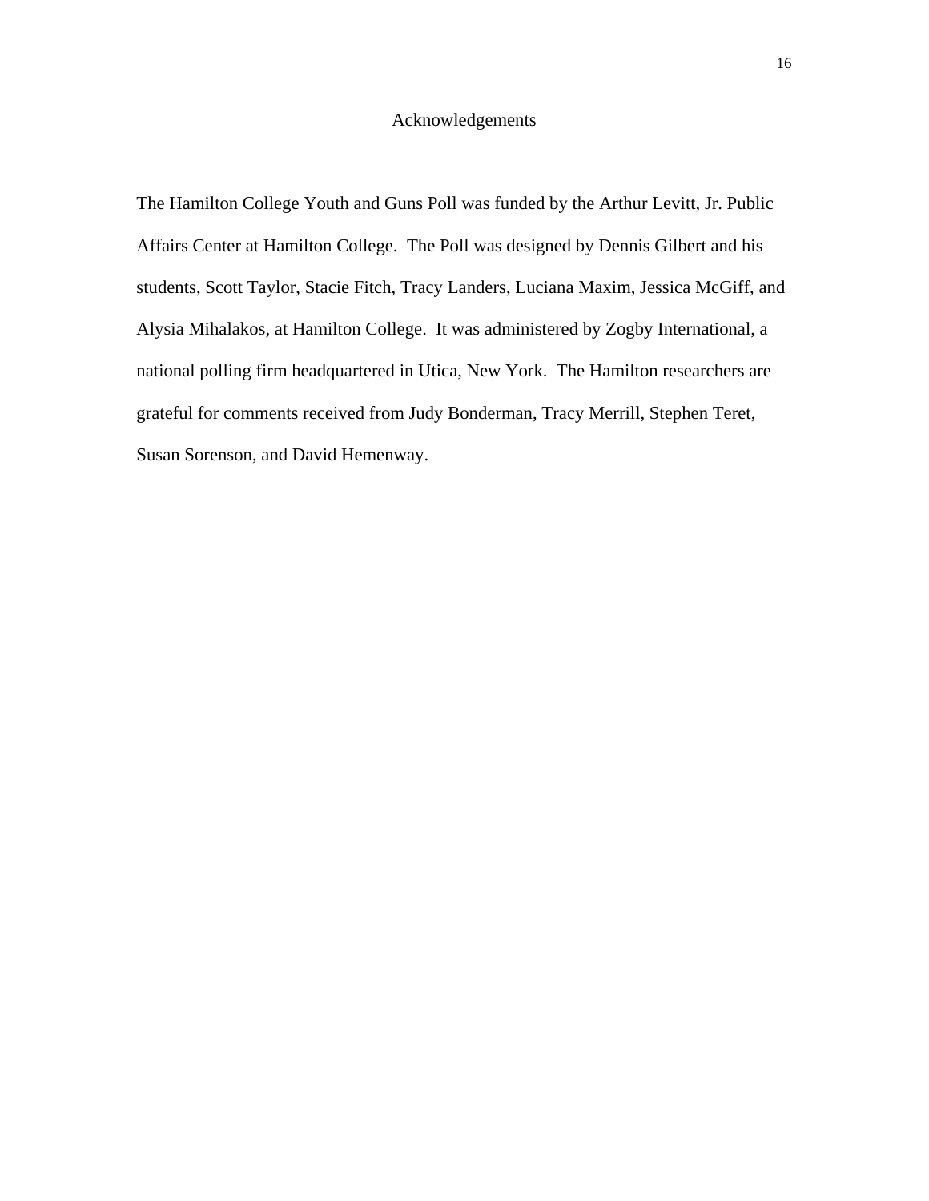# Acknowledgements

The Hamilton College Youth and Guns Poll was funded by the Arthur Levitt, Jr. Public Affairs Center at Hamilton College. The Poll was designed by Dennis Gilbert and his students, Scott Taylor, Stacie Fitch, Tracy Landers, Luciana Maxim, Jessica McGiff, and Alysia Mihalakos, at Hamilton College. It was administered by Zogby International, a national polling firm headquartered in Utica, New York. The Hamilton researchers are grateful for comments received from Judy Bonderman, Tracy Merrill, Stephen Teret, Susan Sorenson, and David Hemenway.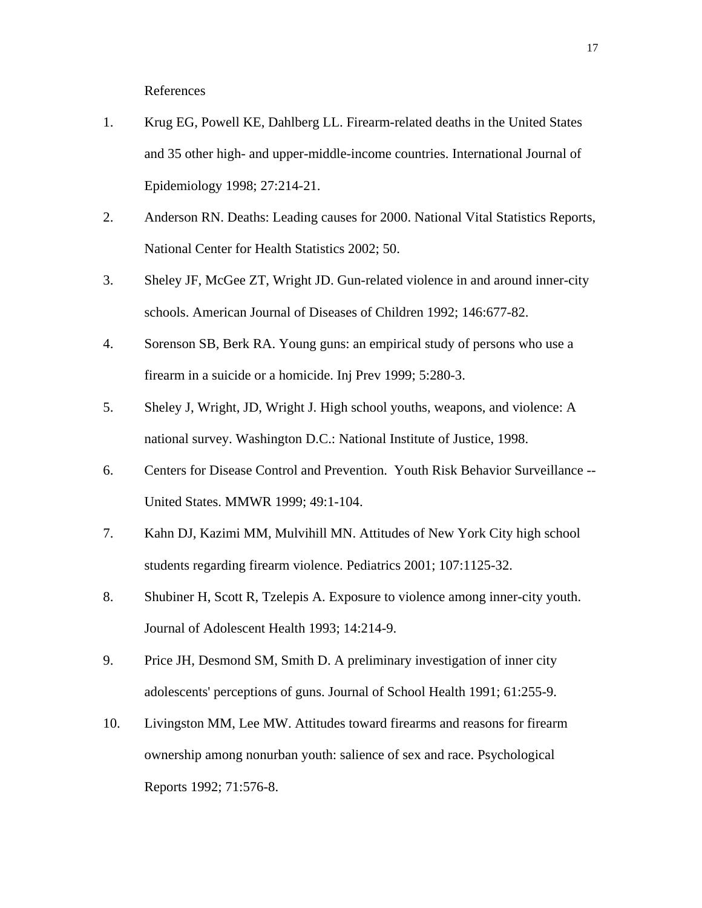References

1. Krug EG, Powell KE, Dahlberg LL. Firearm-related deaths in the United States and 35 other high- and upper-middle-income countries. International Journal of Epidemiology 1998; 27:214-21.
2. Anderson RN. Deaths: Leading causes for 2000. National Vital Statistics Reports, National Center for Health Statistics 2002; 50.
3. Sheley JF, McGee ZT, Wright JD. Gun-related violence in and around inner-city schools. American Journal of Diseases of Children 1992; 146:677-82.
4. Sorenson SB, Berk RA. Young guns: an empirical study of persons who use a firearm in a suicide or a homicide. Inj Prev 1999; 5:280-3.
5. Sheley J, Wright, JD, Wright J. High school youths, weapons, and violence: A national survey. Washington D.C.: National Institute of Justice, 1998.
6. Centers for Disease Control and Prevention. Youth Risk Behavior Surveillance -- United States. MMWR 1999; 49:1-104.
7. Kahn DJ, Kazimi MM, Mulvihill MN. Attitudes of New York City high school students regarding firearm violence. Pediatrics 2001; 107:1125-32.
8. Shubiner H, Scott R, Tzelepis A. Exposure to violence among inner-city youth. Journal of Adolescent Health 1993; 14:214-9.
9. Price JH, Desmond SM, Smith D. A preliminary investigation of inner city adolescents' perceptions of guns. Journal of School Health 1991; 61:255-9.
10. Livingston MM, Lee MW. Attitudes toward firearms and reasons for firearm ownership among nonurban youth: salience of sex and race. Psychological Reports 1992; 71:576-8.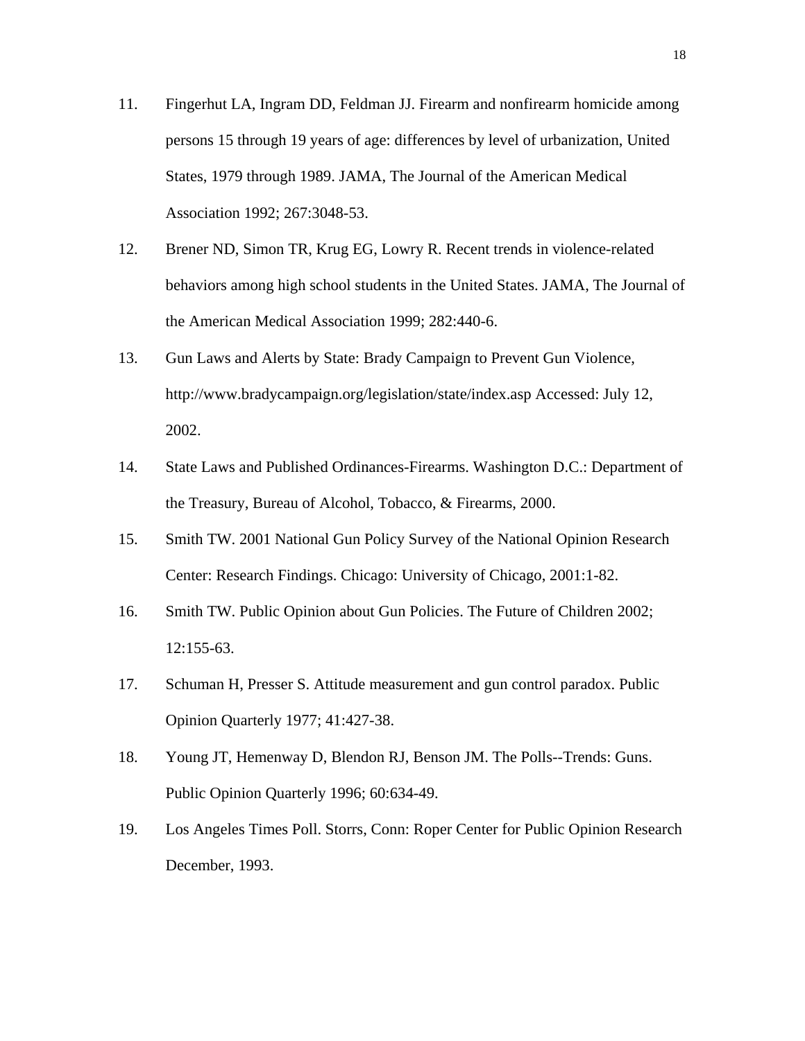11. Fingerhut LA, Ingram DD, Feldman JJ. Firearm and nonfirearm homicide among persons 15 through 19 years of age: differences by level of urbanization, United States, 1979 through 1989. JAMA, The Journal of the American Medical Association 1992; 267:3048-53.

12. Brener ND, Simon TR, Krug EG, Lowry R. Recent trends in violence-related behaviors among high school students in the United States. JAMA, The Journal of the American Medical Association 1999; 282:440-6.

13. Gun Laws and Alerts by State: Brady Campaign to Prevent Gun Violence, http://www.bradycampaign.org/legislation/state/index.asp Accessed: July 12, 2002.

14. State Laws and Published Ordinances-Firearms. Washington D.C.: Department of the Treasury, Bureau of Alcohol, Tobacco, & Firearms, 2000.

15. Smith TW. 2001 National Gun Policy Survey of the National Opinion Research Center: Research Findings. Chicago: University of Chicago, 2001:1-82.

16. Smith TW. Public Opinion about Gun Policies. The Future of Children 2002; 12:155-63.

17. Schuman H, Presser S. Attitude measurement and gun control paradox. Public Opinion Quarterly 1977; 41:427-38.

18. Young JT, Hemenway D, Blendon RJ, Benson JM. The Polls--Trends: Guns. Public Opinion Quarterly 1996; 60:634-49.

19. Los Angeles Times Poll. Storrs, Conn: Roper Center for Public Opinion Research December, 1993.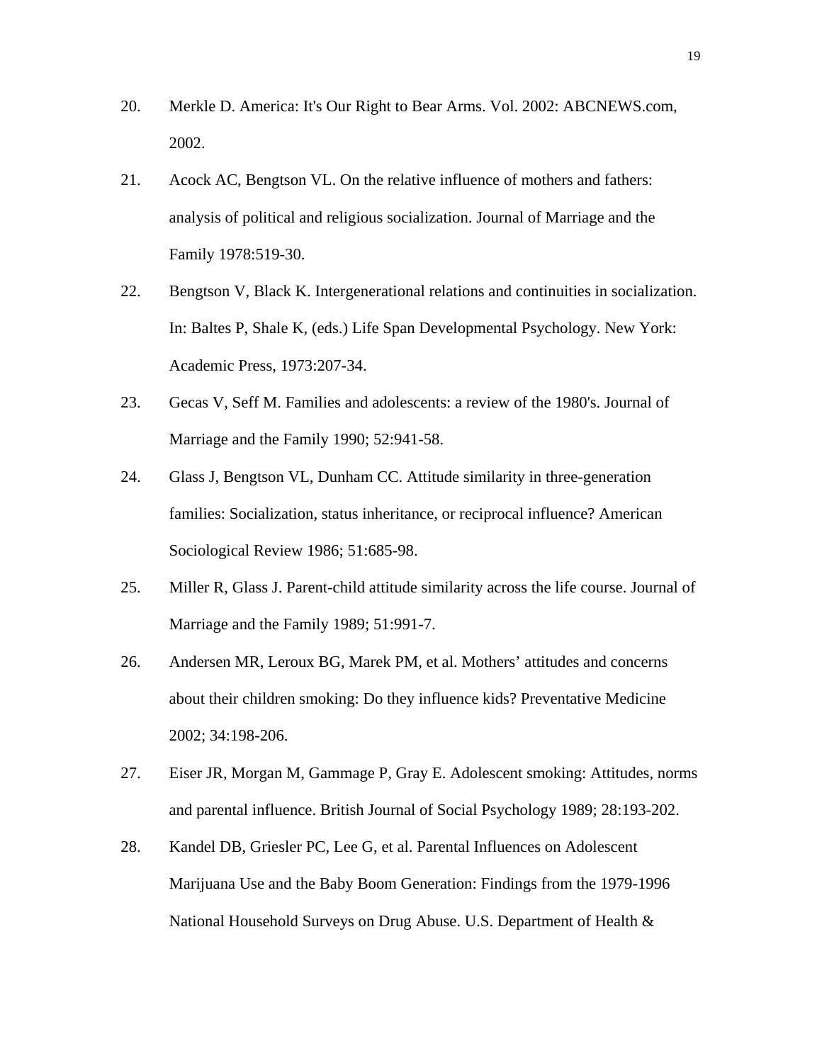20. Merkle D. America: It's Our Right to Bear Arms. Vol. 2002: ABCNEWS.com, 2002.

21. Acock AC, Bengtson VL. On the relative influence of mothers and fathers: analysis of political and religious socialization. Journal of Marriage and the Family 1978:519-30.

22. Bengtson V, Black K. Intergenerational relations and continuities in socialization. In: Baltes P, Shale K, (eds.) Life Span Developmental Psychology. New York: Academic Press, 1973:207-34.

23. Gecas V, Seff M. Families and adolescents: a review of the 1980's. Journal of Marriage and the Family 1990; 52:941-58.

24. Glass J, Bengtson VL, Dunham CC. Attitude similarity in three-generation families: Socialization, status inheritance, or reciprocal influence? American Sociological Review 1986; 51:685-98.

25. Miller R, Glass J. Parent-child attitude similarity across the life course. Journal of Marriage and the Family 1989; 51:991-7.

26. Andersen MR, Leroux BG, Marek PM, et al. Mothers' attitudes and concerns about their children smoking: Do they influence kids? Preventative Medicine 2002; 34:198-206.

27. Eiser JR, Morgan M, Gammage P, Gray E. Adolescent smoking: Attitudes, norms and parental influence. British Journal of Social Psychology 1989; 28:193-202.

28. Kandel DB, Griesler PC, Lee G, et al. Parental Influences on Adolescent Marijuana Use and the Baby Boom Generation: Findings from the 1979-1996 National Household Surveys on Drug Abuse. U.S. Department of Health &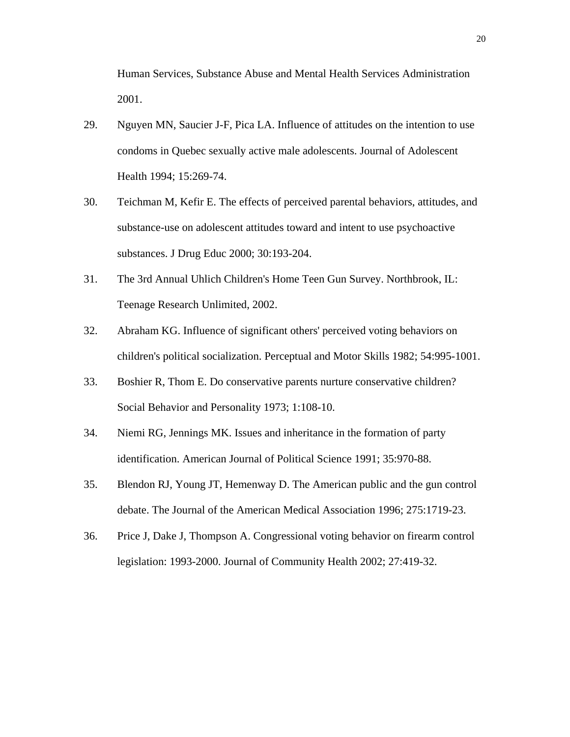Human Services, Substance Abuse and Mental Health Services Administration 2001.

29. Nguyen MN, Saucier J-F, Pica LA. Influence of attitudes on the intention to use condoms in Quebec sexually active male adolescents. Journal of Adolescent Health 1994; 15:269-74.

30. Teichman M, Kefir E. The effects of perceived parental behaviors, attitudes, and substance-use on adolescent attitudes toward and intent to use psychoactive substances. J Drug Educ 2000; 30:193-204.

31. The 3rd Annual Uhlich Children's Home Teen Gun Survey. Northbrook, IL: Teenage Research Unlimited, 2002.

32. Abraham KG. Influence of significant others' perceived voting behaviors on children's political socialization. Perceptual and Motor Skills 1982; 54:995-1001.

33. Boshier R, Thom E. Do conservative parents nurture conservative children? Social Behavior and Personality 1973; 1:108-10.

34. Niemi RG, Jennings MK. Issues and inheritance in the formation of party identification. American Journal of Political Science 1991; 35:970-88.

35. Blendon RJ, Young JT, Hemenway D. The American public and the gun control debate. The Journal of the American Medical Association 1996; 275:1719-23.

36. Price J, Dake J, Thompson A. Congressional voting behavior on firearm control legislation: 1993-2000. Journal of Community Health 2002; 27:419-32.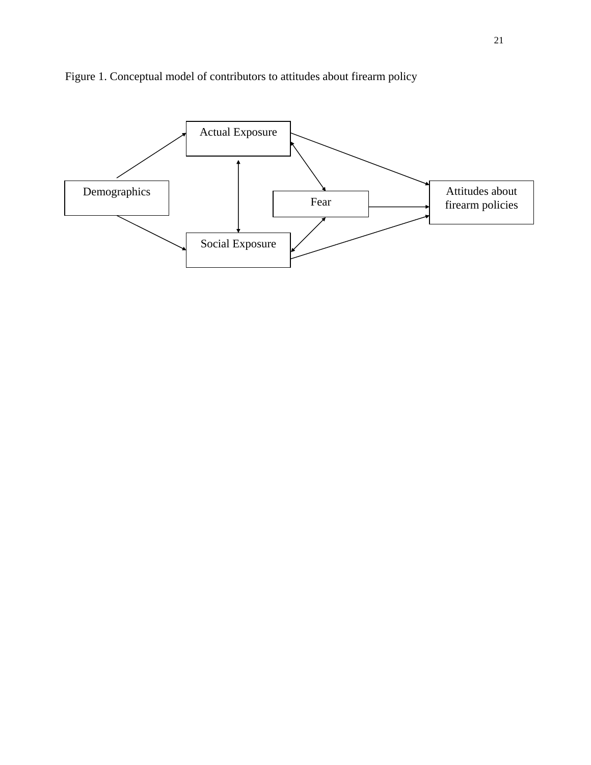Figure 1. Conceptual model of contributors to attitudes about firearm policy

Actual Exposure

Demographics

Fear

Attitudes about firearm policies

Social Exposure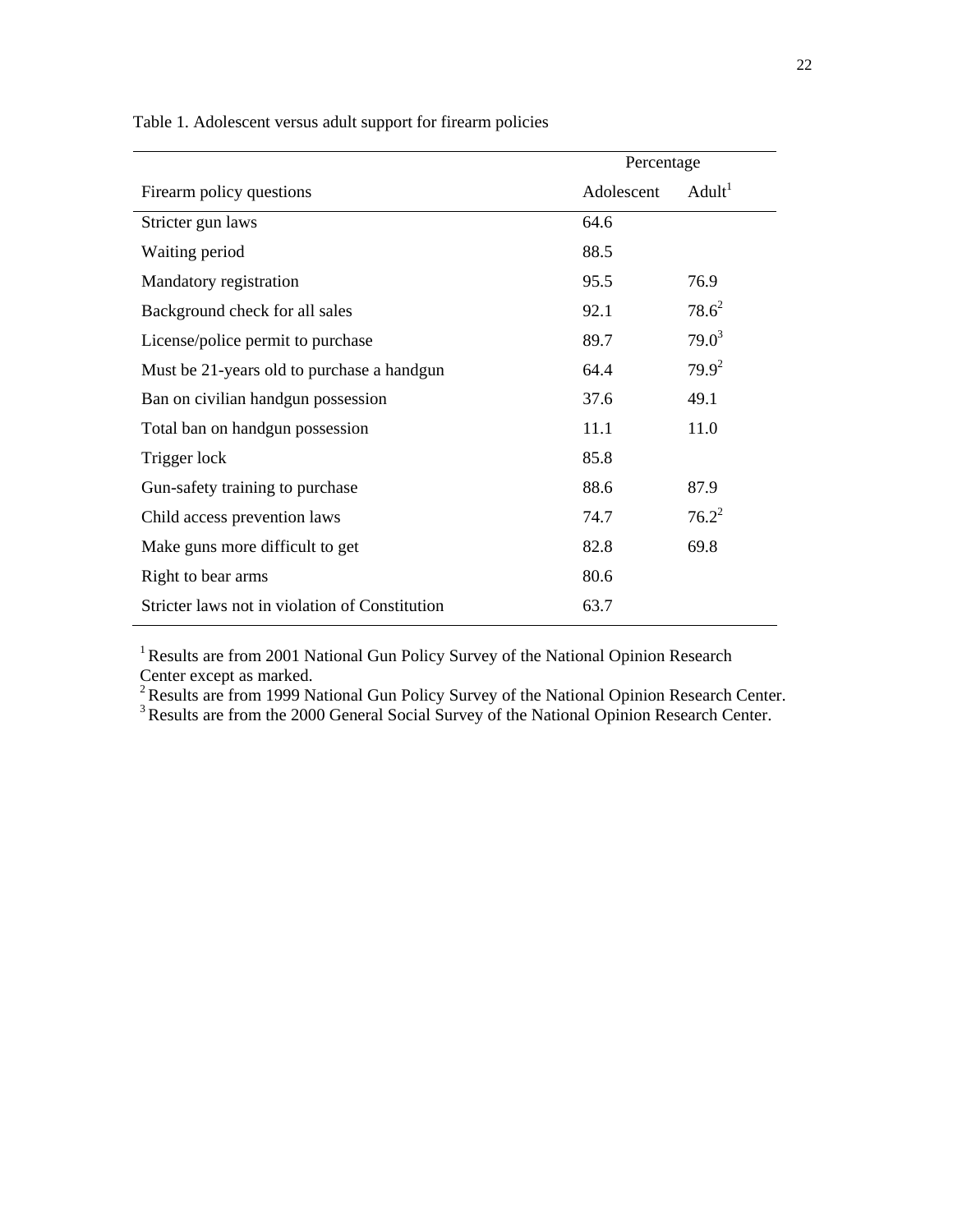Table 1. Adolescent versus adult support for firearm policies

| | Percentage | |
|---|---|---|
| Firearm policy questions | Adolescent | Adult[1] |
| Stricter gun laws | 64.6 | |
| Waiting period | 88.5 | |
| Mandatory registration | 95.5 | 76.9 |
| Background check for all sales | 92.1 | 78.6[2] |
| License/police permit to purchase | 89.7 | 79.0[3] |
| Must be 21-years old to purchase a handgun | 64.4 | 79.9[2] |
| Ban on civilian handgun possession | 37.6 | 49.1 |
| Total ban on handgun possession | 11.1 | 11.0 |
| Trigger lock | 85.8 | |
| Gun-safety training to purchase | 88.6 | 87.9 |
| Child access prevention laws | 74.7 | 76.2[2] |
| Make guns more difficult to get | 82.8 | 69.8 |
| Right to bear arms | 80.6 | |
| Stricter laws not in violation of Constitution | 63.7 | |

[1] Results are from 2001 National Gun Policy Survey of the National Opinion Research Center except as marked.
[2] Results are from 1999 National Gun Policy Survey of the National Opinion Research Center.
[3] Results are from the 2000 General Social Survey of the National Opinion Research Center.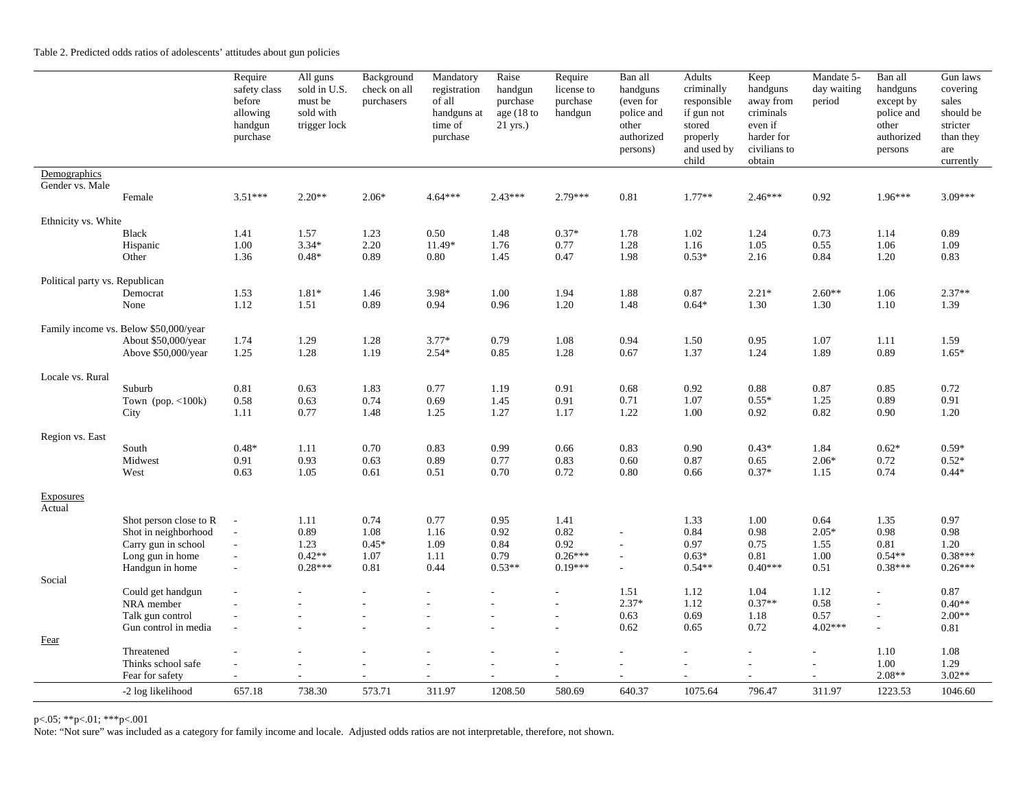Table 2. Predicted odds ratios of adolescents' attitudes about gun policies

| | | Require safety class before allowing handgun purchase | All guns sold in U.S. must be sold with trigger lock | Background check on all purchasers | Mandatory registration of all handguns at time of purchase | Raise handgun purchase age (18 to 21 yrs.) | Require license to purchase handgun | Ban all handguns (even for police and other authorized persons) | Adults criminally responsible if gun not stored properly and used by child | Keep handguns away from criminals even if harder for civilians to obtain | Mandate 5-day waiting period | Ban all handguns except by police and other authorized persons | Gun laws covering sales should be stricter than they are currently |
|---|---|---|---|---|---|---|---|---|---|---|---|---|---|
| Demographics | | | | | | | | | | | | | |
| Gender vs. Male | | | | | | | | | | | | | |
| | Female | 3.51*** | 2.20** | 2.06* | 4.64*** | 2.43*** | 2.79*** | 0.81 | 1.77** | 2.46*** | 0.92 | 1.96*** | 3.09*** |
| Ethnicity vs. White | | | | | | | | | | | | | |
| | Black | 1.41 | 1.57 | 1.23 | 0.50 | 1.48 | 0.37* | 1.78 | 1.02 | 1.24 | 0.73 | 1.14 | 0.89 |
| | Hispanic | 1.00 | 3.34* | 2.20 | 11.49* | 1.76 | 0.77 | 1.28 | 1.16 | 1.05 | 0.55 | 1.06 | 1.09 |
| | Other | 1.36 | 0.48* | 0.89 | 0.80 | 1.45 | 0.47 | 1.98 | 0.53* | 2.16 | 0.84 | 1.20 | 0.83 |
| Political party vs. Republican | | | | | | | | | | | | | |
| | Democrat | 1.53 | 1.81* | 1.46 | 3.98* | 1.00 | 1.94 | 1.88 | 0.87 | 2.21* | 2.60** | 1.06 | 2.37** |
| | None | 1.12 | 1.51 | 0.89 | 0.94 | 0.96 | 1.20 | 1.48 | 0.64* | 1.30 | 1.30 | 1.10 | 1.39 |
| Family income vs. Below $50,000/year | | | | | | | | | | | | | |
| | About $50,000/year | 1.74 | 1.29 | 1.28 | 3.77* | 0.79 | 1.08 | 0.94 | 1.50 | 0.95 | 1.07 | 1.11 | 1.59 |
| | Above $50,000/year | 1.25 | 1.28 | 1.19 | 2.54* | 0.85 | 1.28 | 0.67 | 1.37 | 1.24 | 1.89 | 0.89 | 1.65* |
| Locale vs. Rural | | | | | | | | | | | | | |
| | Suburb | 0.81 | 0.63 | 1.83 | 0.77 | 1.19 | 0.91 | 0.68 | 0.92 | 0.88 | 0.87 | 0.85 | 0.72 |
| | Town (pop. <100k) | 0.58 | 0.63 | 0.74 | 0.69 | 1.45 | 0.91 | 0.71 | 1.07 | 0.55* | 1.25 | 0.89 | 0.91 |
| | City | 1.11 | 0.77 | 1.48 | 1.25 | 1.27 | 1.17 | 1.22 | 1.00 | 0.92 | 0.82 | 0.90 | 1.20 |
| Region vs. East | | | | | | | | | | | | | |
| | South | 0.48* | 1.11 | 0.70 | 0.83 | 0.99 | 0.66 | 0.83 | 0.90 | 0.43* | 1.84 | 0.62* | 0.59* |
| | Midwest | 0.91 | 0.93 | 0.63 | 0.89 | 0.77 | 0.83 | 0.60 | 0.87 | 0.65 | 2.06* | 0.72 | 0.52* |
| | West | 0.63 | 1.05 | 0.61 | 0.51 | 0.70 | 0.72 | 0.80 | 0.66 | 0.37* | 1.15 | 0.74 | 0.44* |
| Exposures | | | | | | | | | | | | | |
| Actual | | | | | | | | | | | | | |
| | Shot person close to R | - | 1.11 | 0.74 | 0.77 | 0.95 | 1.41 | | 1.33 | 1.00 | 0.64 | 1.35 | 0.97 |
| | Shot in neighborhood | - | 0.89 | 1.08 | 1.16 | 0.92 | 0.82 | - | 0.84 | 0.98 | 2.05* | 0.98 | 0.98 |
| | Carry gun in school | - | 1.23 | 0.45* | 1.09 | 0.84 | 0.92 | - | 0.97 | 0.75 | 1.55 | 0.81 | 1.20 |
| | Long gun in home | - | 0.42** | 1.07 | 1.11 | 0.79 | 0.26*** | - | 0.63* | 0.81 | 1.00 | 0.54** | 0.38*** |
| | Handgun in home | - | 0.28*** | 0.81 | 0.44 | 0.53** | 0.19*** | - | 0.54** | 0.40*** | 0.51 | 0.38*** | 0.26*** |
| Social | | | | | | | | | | | | | |
| | Could get handgun | - | - | - | - | - | - | 1.51 | 1.12 | 1.04 | 1.12 | - | 0.87 |
| | NRA member | - | - | - | - | - | - | 2.37* | 1.12 | 0.37** | 0.58 | - | 0.40** |
| | Talk gun control | - | - | - | - | - | - | 0.63 | 0.69 | 1.18 | 0.57 | - | 2.00** |
| | Gun control in media | - | - | - | - | - | - | 0.62 | 0.65 | 0.72 | 4.02*** | - | 0.81 |
| Fear | | | | | | | | | | | | | |
| | Threatened | - | - | - | - | - | - | - | - | - | - | 1.10 | 1.08 |
| | Thinks school safe | - | - | - | - | - | - | - | - | - | - | 1.00 | 1.29 |
| | Fear for safety | - | - | - | - | - | - | - | - | - | - | 2.08** | 3.02** |
| | -2 log likelihood | 657.18 | 738.30 | 573.71 | 311.97 | 1208.50 | 580.69 | 640.37 | 1075.64 | 796.47 | 311.97 | 1223.53 | 1046.60 |

p<.05; **p<.01; ***p<.001

Note: "Not sure" was included as a category for family income and locale. Adjusted odds ratios are not interpretable, therefore, not shown.